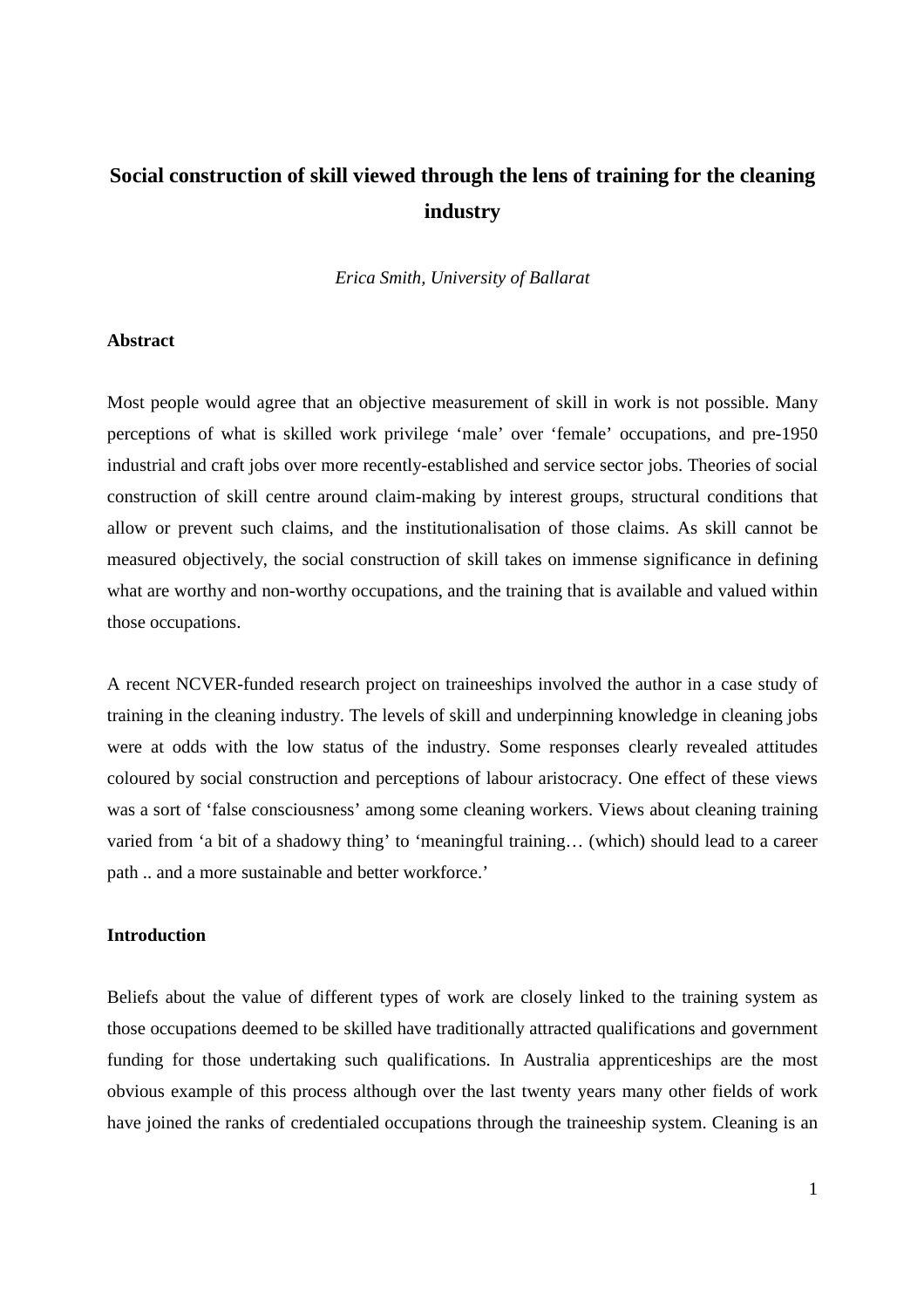# Social construction of skill viewed through the lens of training for the cleaning industry

*Erica Smith, University of Ballarat*

## Abstract

Most people would agree that an objective measurement of skill in work is not possible. Many perceptions of what is skilled work privilege 'male' over 'female' occupations, and pre-1950 industrial and craft jobs over more recently-established and service sector jobs. Theories of social construction of skill centre around claim-making by interest groups, structural conditions that allow or prevent such claims, and the institutionalisation of those claims. As skill cannot be measured objectively, the social construction of skill takes on immense significance in defining what are worthy and non-worthy occupations, and the training that is available and valued within those occupations.

A recent NCVER-funded research project on traineeships involved the author in a case study of training in the cleaning industry. The levels of skill and underpinning knowledge in cleaning jobs were at odds with the low status of the industry. Some responses clearly revealed attitudes coloured by social construction and perceptions of labour aristocracy. One effect of these views was a sort of 'false consciousness' among some cleaning workers. Views about cleaning training varied from 'a bit of a shadowy thing' to 'meaningful training… (which) should lead to a career path .. and a more sustainable and better workforce.'

## Introduction

Beliefs about the value of different types of work are closely linked to the training system as those occupations deemed to be skilled have traditionally attracted qualifications and government funding for those undertaking such qualifications. In Australia apprenticeships are the most obvious example of this process although over the last twenty years many other fields of work have joined the ranks of credentialed occupations through the traineeship system. Cleaning is an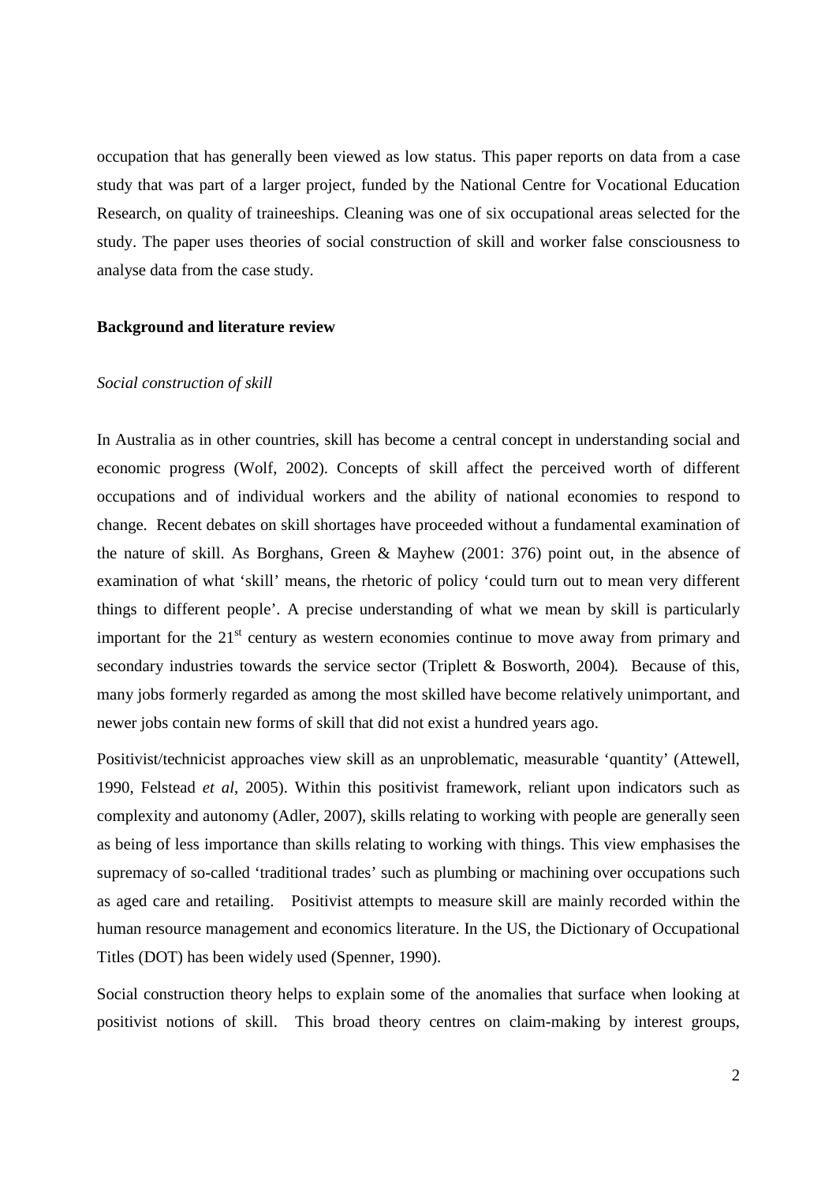occupation that has generally been viewed as low status. This paper reports on data from a case study that was part of a larger project, funded by the National Centre for Vocational Education Research, on quality of traineeships. Cleaning was one of six occupational areas selected for the study. The paper uses theories of social construction of skill and worker false consciousness to analyse data from the case study.

## Background and literature review

### *Social construction of skill*

In Australia as in other countries, skill has become a central concept in understanding social and economic progress (Wolf, 2002). Concepts of skill affect the perceived worth of different occupations and of individual workers and the ability of national economies to respond to change. Recent debates on skill shortages have proceeded without a fundamental examination of the nature of skill. As Borghans, Green & Mayhew (2001: 376) point out, in the absence of examination of what 'skill' means, the rhetoric of policy 'could turn out to mean very different things to different people'. A precise understanding of what we mean by skill is particularly important for the 21st century as western economies continue to move away from primary and secondary industries towards the service sector (Triplett & Bosworth, 2004). Because of this, many jobs formerly regarded as among the most skilled have become relatively unimportant, and newer jobs contain new forms of skill that did not exist a hundred years ago.

Positivist/technicist approaches view skill as an unproblematic, measurable 'quantity' (Attewell, 1990, Felstead *et al*, 2005). Within this positivist framework, reliant upon indicators such as complexity and autonomy (Adler, 2007), skills relating to working with people are generally seen as being of less importance than skills relating to working with things. This view emphasises the supremacy of so-called 'traditional trades' such as plumbing or machining over occupations such as aged care and retailing. Positivist attempts to measure skill are mainly recorded within the human resource management and economics literature. In the US, the Dictionary of Occupational Titles (DOT) has been widely used (Spenner, 1990).

Social construction theory helps to explain some of the anomalies that surface when looking at positivist notions of skill. This broad theory centres on claim-making by interest groups,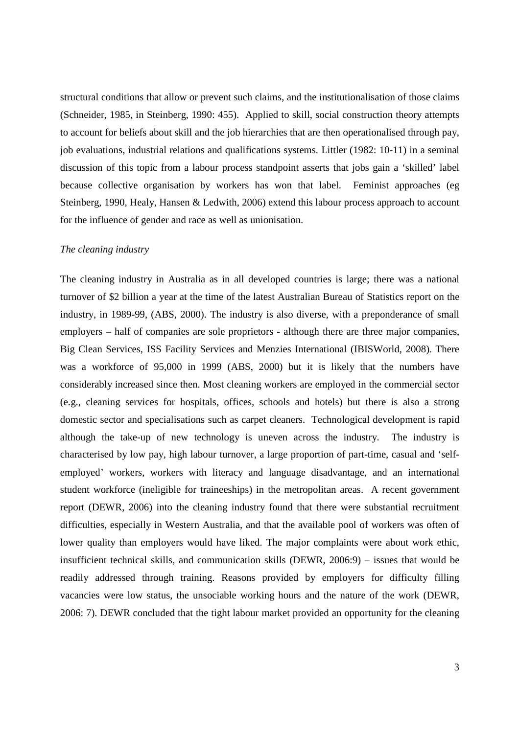structural conditions that allow or prevent such claims, and the institutionalisation of those claims (Schneider, 1985, in Steinberg, 1990: 455). Applied to skill, social construction theory attempts to account for beliefs about skill and the job hierarchies that are then operationalised through pay, job evaluations, industrial relations and qualifications systems. Littler (1982: 10-11) in a seminal discussion of this topic from a labour process standpoint asserts that jobs gain a 'skilled' label because collective organisation by workers has won that label. Feminist approaches (eg Steinberg, 1990, Healy, Hansen & Ledwith, 2006) extend this labour process approach to account for the influence of gender and race as well as unionisation.

*The cleaning industry*

The cleaning industry in Australia as in all developed countries is large; there was a national turnover of $2 billion a year at the time of the latest Australian Bureau of Statistics report on the industry, in 1989-99, (ABS, 2000). The industry is also diverse, with a preponderance of small employers – half of companies are sole proprietors - although there are three major companies, Big Clean Services, ISS Facility Services and Menzies International (IBISWorld, 2008). There was a workforce of 95,000 in 1999 (ABS, 2000) but it is likely that the numbers have considerably increased since then. Most cleaning workers are employed in the commercial sector (e.g., cleaning services for hospitals, offices, schools and hotels) but there is also a strong domestic sector and specialisations such as carpet cleaners. Technological development is rapid although the take-up of new technology is uneven across the industry. The industry is characterised by low pay, high labour turnover, a large proportion of part-time, casual and 'self-employed' workers, workers with literacy and language disadvantage, and an international student workforce (ineligible for traineeships) in the metropolitan areas. A recent government report (DEWR, 2006) into the cleaning industry found that there were substantial recruitment difficulties, especially in Western Australia, and that the available pool of workers was often of lower quality than employers would have liked. The major complaints were about work ethic, insufficient technical skills, and communication skills (DEWR, 2006:9) – issues that would be readily addressed through training. Reasons provided by employers for difficulty filling vacancies were low status, the unsociable working hours and the nature of the work (DEWR, 2006: 7). DEWR concluded that the tight labour market provided an opportunity for the cleaning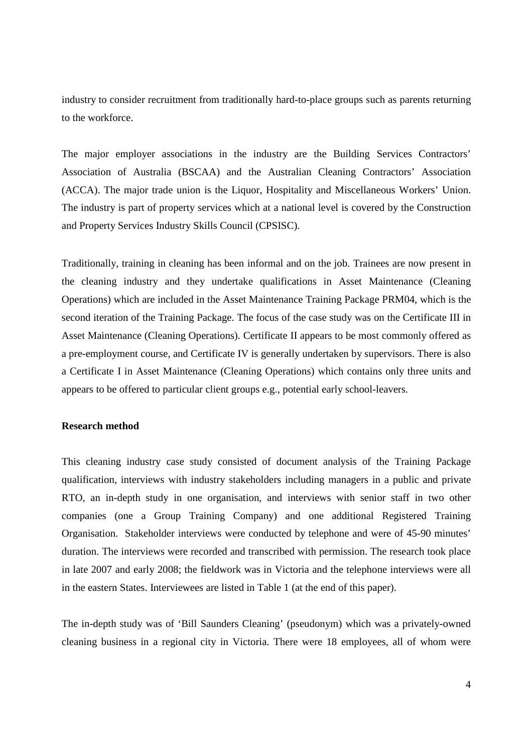industry to consider recruitment from traditionally hard-to-place groups such as parents returning to the workforce.

The major employer associations in the industry are the Building Services Contractors' Association of Australia (BSCAA) and the Australian Cleaning Contractors' Association (ACCA). The major trade union is the Liquor, Hospitality and Miscellaneous Workers' Union. The industry is part of property services which at a national level is covered by the Construction and Property Services Industry Skills Council (CPSISC).

Traditionally, training in cleaning has been informal and on the job. Trainees are now present in the cleaning industry and they undertake qualifications in Asset Maintenance (Cleaning Operations) which are included in the Asset Maintenance Training Package PRM04, which is the second iteration of the Training Package. The focus of the case study was on the Certificate III in Asset Maintenance (Cleaning Operations). Certificate II appears to be most commonly offered as a pre-employment course, and Certificate IV is generally undertaken by supervisors. There is also a Certificate I in Asset Maintenance (Cleaning Operations) which contains only three units and appears to be offered to particular client groups e.g., potential early school-leavers.

**Research method**

This cleaning industry case study consisted of document analysis of the Training Package qualification, interviews with industry stakeholders including managers in a public and private RTO, an in-depth study in one organisation, and interviews with senior staff in two other companies (one a Group Training Company) and one additional Registered Training Organisation. Stakeholder interviews were conducted by telephone and were of 45-90 minutes' duration. The interviews were recorded and transcribed with permission. The research took place in late 2007 and early 2008; the fieldwork was in Victoria and the telephone interviews were all in the eastern States. Interviewees are listed in Table 1 (at the end of this paper).

The in-depth study was of 'Bill Saunders Cleaning' (pseudonym) which was a privately-owned cleaning business in a regional city in Victoria. There were 18 employees, all of whom were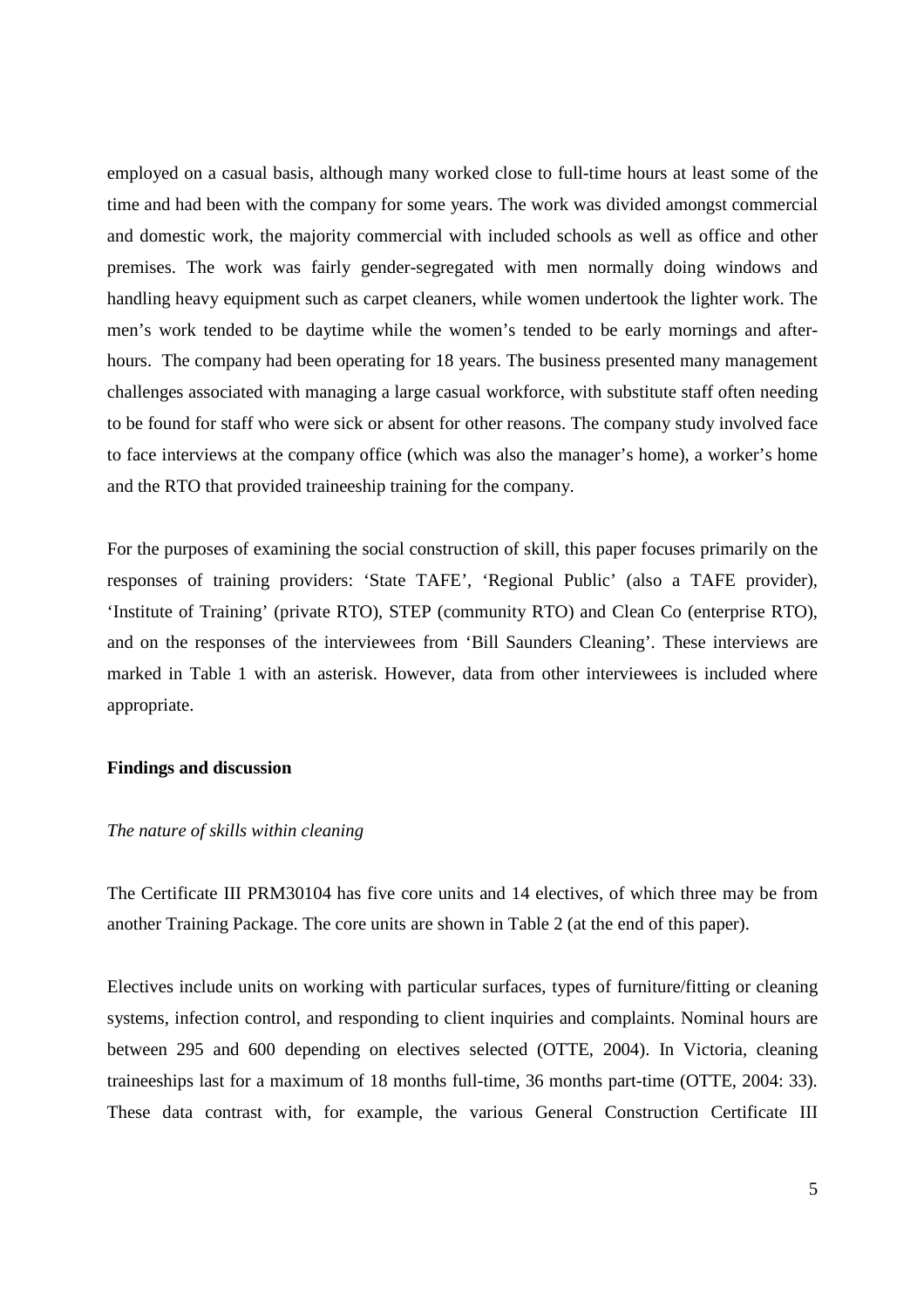employed on a casual basis, although many worked close to full-time hours at least some of the time and had been with the company for some years. The work was divided amongst commercial and domestic work, the majority commercial with included schools as well as office and other premises. The work was fairly gender-segregated with men normally doing windows and handling heavy equipment such as carpet cleaners, while women undertook the lighter work. The men's work tended to be daytime while the women's tended to be early mornings and after-hours. The company had been operating for 18 years. The business presented many management challenges associated with managing a large casual workforce, with substitute staff often needing to be found for staff who were sick or absent for other reasons. The company study involved face to face interviews at the company office (which was also the manager's home), a worker's home and the RTO that provided traineeship training for the company.

For the purposes of examining the social construction of skill, this paper focuses primarily on the responses of training providers: 'State TAFE', 'Regional Public' (also a TAFE provider), 'Institute of Training' (private RTO), STEP (community RTO) and Clean Co (enterprise RTO), and on the responses of the interviewees from 'Bill Saunders Cleaning'. These interviews are marked in Table 1 with an asterisk. However, data from other interviewees is included where appropriate.

## Findings and discussion

### *The nature of skills within cleaning*

The Certificate III PRM30104 has five core units and 14 electives, of which three may be from another Training Package. The core units are shown in Table 2 (at the end of this paper).

Electives include units on working with particular surfaces, types of furniture/fitting or cleaning systems, infection control, and responding to client inquiries and complaints. Nominal hours are between 295 and 600 depending on electives selected (OTTE, 2004). In Victoria, cleaning traineeships last for a maximum of 18 months full-time, 36 months part-time (OTTE, 2004: 33). These data contrast with, for example, the various General Construction Certificate III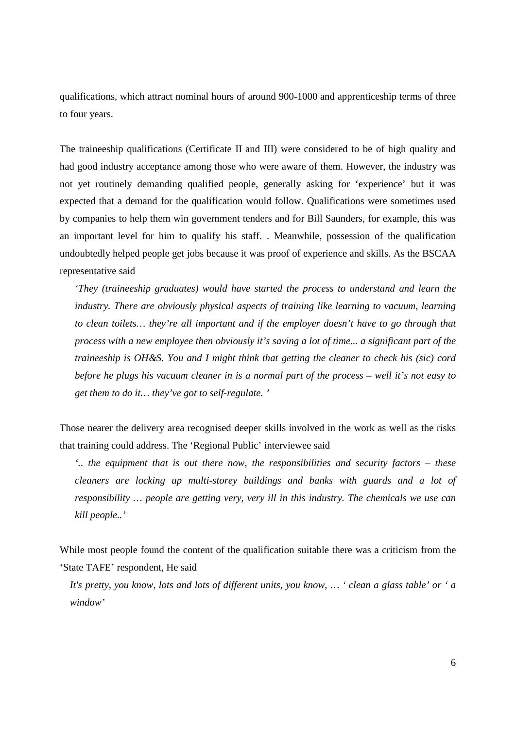qualifications, which attract nominal hours of around 900-1000 and apprenticeship terms of three to four years.

The traineeship qualifications (Certificate II and III) were considered to be of high quality and had good industry acceptance among those who were aware of them. However, the industry was not yet routinely demanding qualified people, generally asking for 'experience' but it was expected that a demand for the qualification would follow. Qualifications were sometimes used by companies to help them win government tenders and for Bill Saunders, for example, this was an important level for him to qualify his staff. . Meanwhile, possession of the qualification undoubtedly helped people get jobs because it was proof of experience and skills. As the BSCAA representative said

> *'They (traineeship graduates) would have started the process to understand and learn the industry. There are obviously physical aspects of training like learning to vacuum, learning to clean toilets… they're all important and if the employer doesn't have to go through that process with a new employee then obviously it's saving a lot of time... a significant part of the traineeship is OH&S. You and I might think that getting the cleaner to check his (sic) cord before he plugs his vacuum cleaner in is a normal part of the process – well it's not easy to get them to do it… they've got to self-regulate. '*

Those nearer the delivery area recognised deeper skills involved in the work as well as the risks that training could address. The 'Regional Public' interviewee said

> *'.. the equipment that is out there now, the responsibilities and security factors – these cleaners are locking up multi-storey buildings and banks with guards and a lot of responsibility … people are getting very, very ill in this industry. The chemicals we use can kill people..'*

While most people found the content of the qualification suitable there was a criticism from the 'State TAFE' respondent, He said

> *It's pretty, you know, lots and lots of different units, you know, … ' clean a glass table' or ' a window'*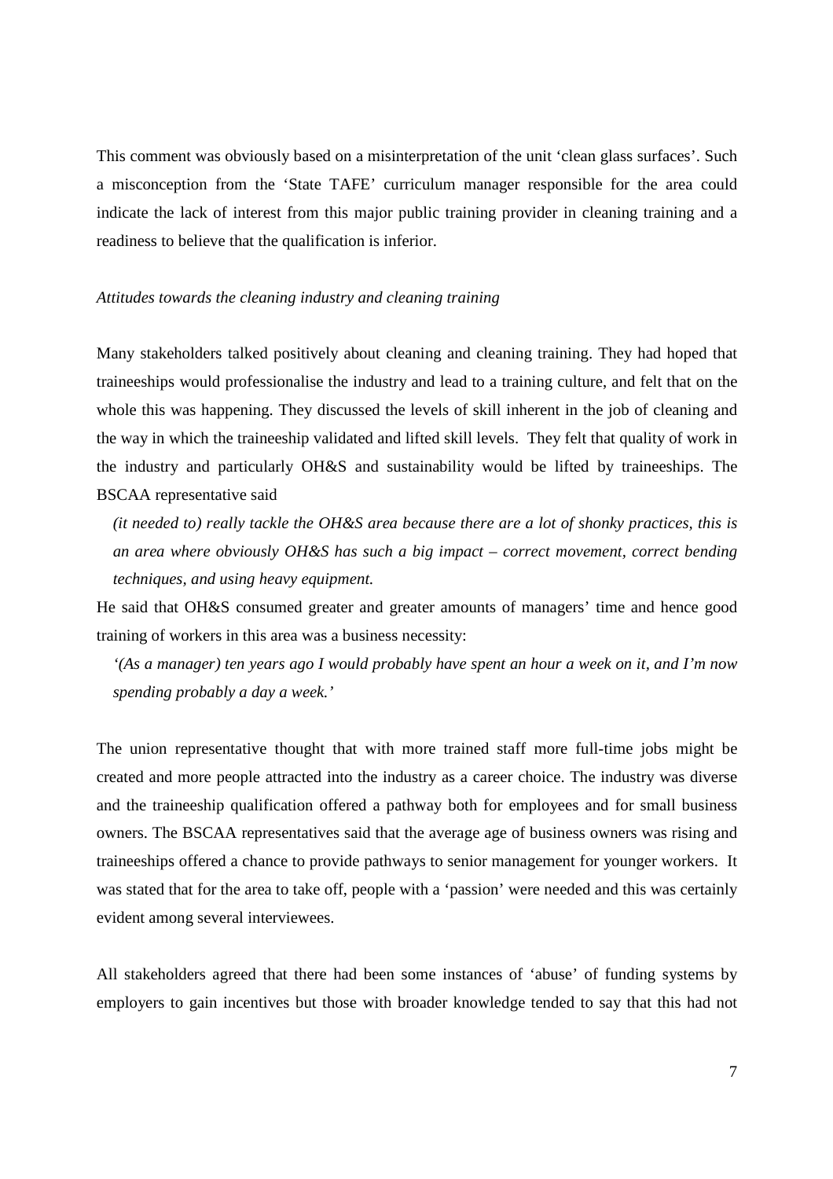This comment was obviously based on a misinterpretation of the unit 'clean glass surfaces'. Such a misconception from the 'State TAFE' curriculum manager responsible for the area could indicate the lack of interest from this major public training provider in cleaning training and a readiness to believe that the qualification is inferior.

*Attitudes towards the cleaning industry and cleaning training*

Many stakeholders talked positively about cleaning and cleaning training. They had hoped that traineeships would professionalise the industry and lead to a training culture, and felt that on the whole this was happening. They discussed the levels of skill inherent in the job of cleaning and the way in which the traineeship validated and lifted skill levels. They felt that quality of work in the industry and particularly OH&S and sustainability would be lifted by traineeships. The BSCAA representative said

> *(it needed to) really tackle the OH&S area because there are a lot of shonky practices, this is an area where obviously OH&S has such a big impact – correct movement, correct bending techniques, and using heavy equipment.*

He said that OH&S consumed greater and greater amounts of managers' time and hence good training of workers in this area was a business necessity:

> *'(As a manager) ten years ago I would probably have spent an hour a week on it, and I'm now spending probably a day a week.'*

The union representative thought that with more trained staff more full-time jobs might be created and more people attracted into the industry as a career choice. The industry was diverse and the traineeship qualification offered a pathway both for employees and for small business owners. The BSCAA representatives said that the average age of business owners was rising and traineeships offered a chance to provide pathways to senior management for younger workers. It was stated that for the area to take off, people with a 'passion' were needed and this was certainly evident among several interviewees.

All stakeholders agreed that there had been some instances of 'abuse' of funding systems by employers to gain incentives but those with broader knowledge tended to say that this had not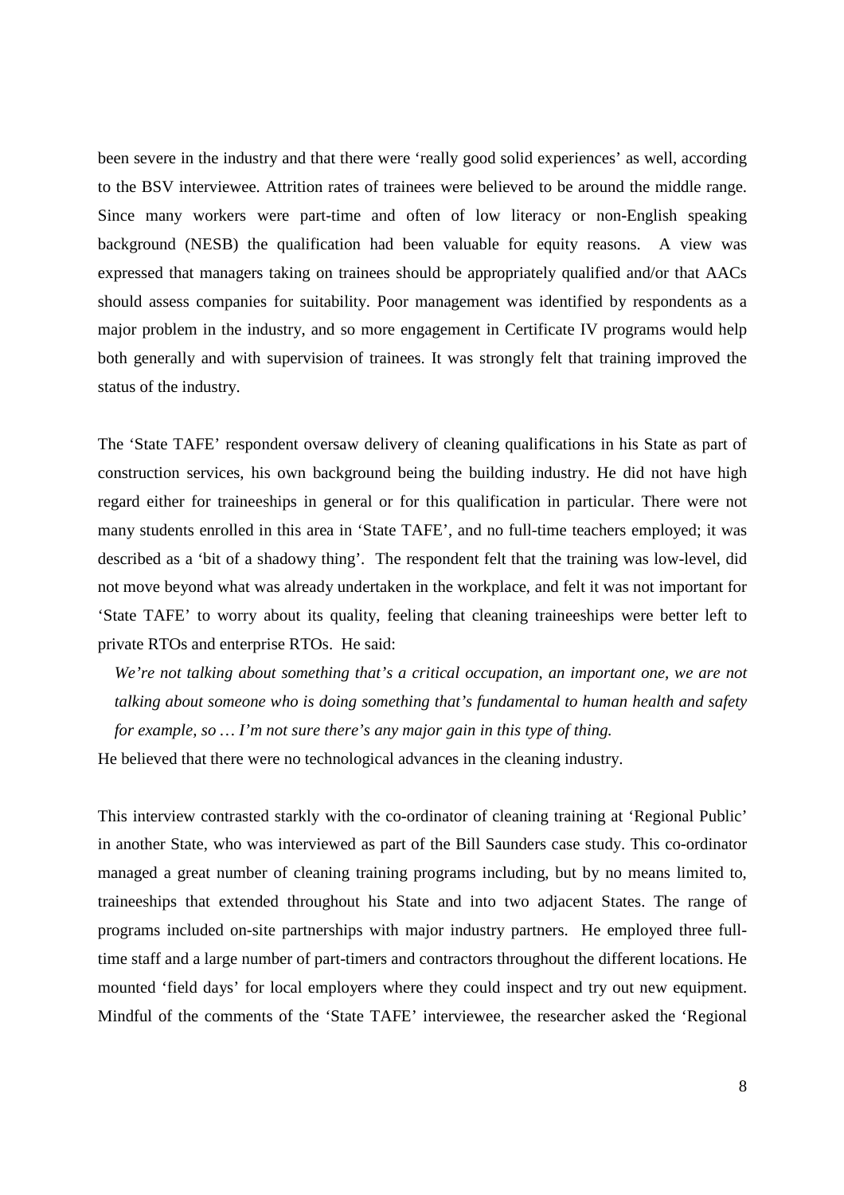been severe in the industry and that there were 'really good solid experiences' as well, according to the BSV interviewee. Attrition rates of trainees were believed to be around the middle range. Since many workers were part-time and often of low literacy or non-English speaking background (NESB) the qualification had been valuable for equity reasons. A view was expressed that managers taking on trainees should be appropriately qualified and/or that AACs should assess companies for suitability. Poor management was identified by respondents as a major problem in the industry, and so more engagement in Certificate IV programs would help both generally and with supervision of trainees. It was strongly felt that training improved the status of the industry.

The 'State TAFE' respondent oversaw delivery of cleaning qualifications in his State as part of construction services, his own background being the building industry. He did not have high regard either for traineeships in general or for this qualification in particular. There were not many students enrolled in this area in 'State TAFE', and no full-time teachers employed; it was described as a 'bit of a shadowy thing'. The respondent felt that the training was low-level, did not move beyond what was already undertaken in the workplace, and felt it was not important for 'State TAFE' to worry about its quality, feeling that cleaning traineeships were better left to private RTOs and enterprise RTOs. He said:

> *We're not talking about something that's a critical occupation, an important one, we are not talking about someone who is doing something that's fundamental to human health and safety for example, so … I'm not sure there's any major gain in this type of thing.*

He believed that there were no technological advances in the cleaning industry.

This interview contrasted starkly with the co-ordinator of cleaning training at 'Regional Public' in another State, who was interviewed as part of the Bill Saunders case study. This co-ordinator managed a great number of cleaning training programs including, but by no means limited to, traineeships that extended throughout his State and into two adjacent States. The range of programs included on-site partnerships with major industry partners. He employed three full-time staff and a large number of part-timers and contractors throughout the different locations. He mounted 'field days' for local employers where they could inspect and try out new equipment. Mindful of the comments of the 'State TAFE' interviewee, the researcher asked the 'Regional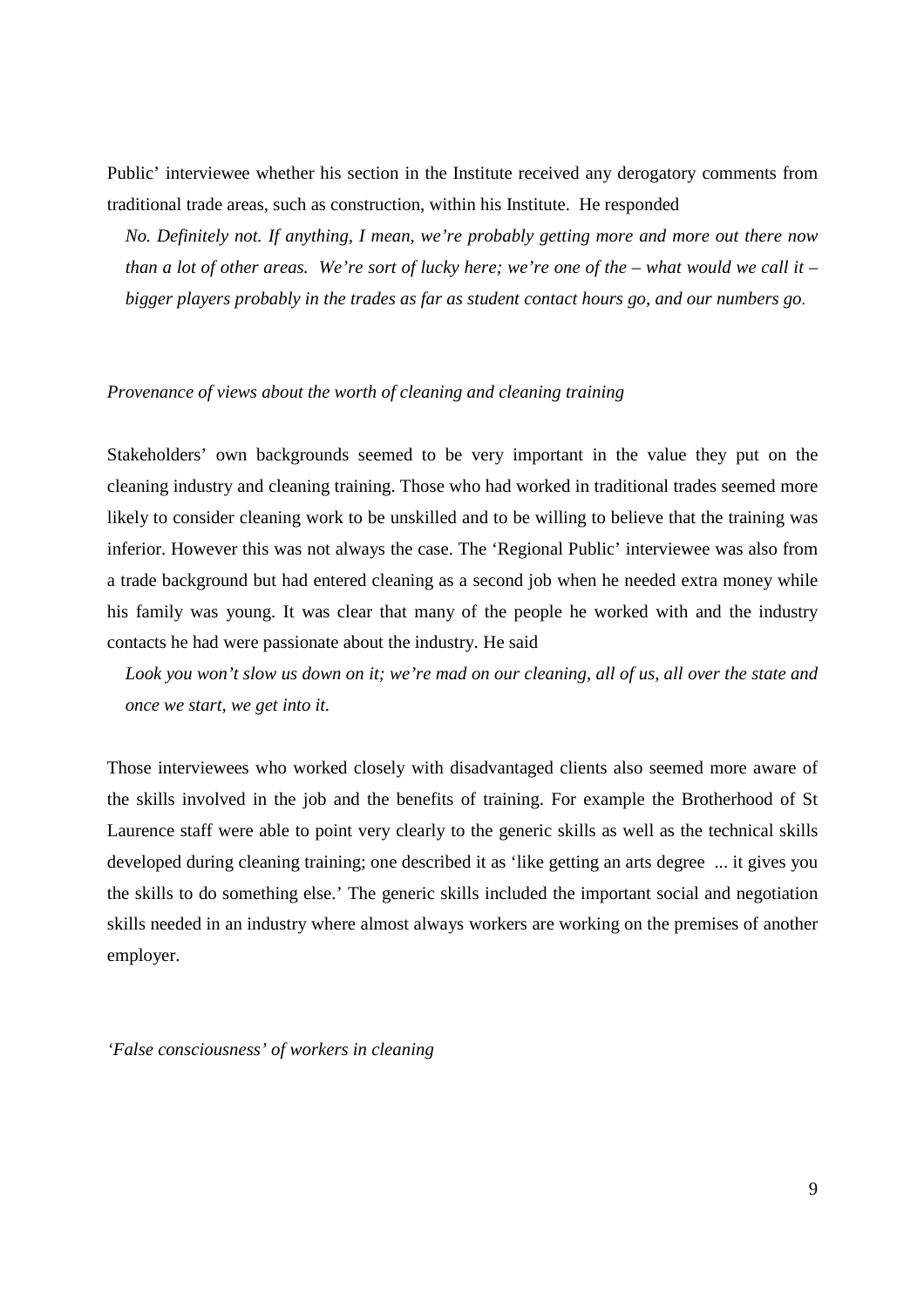Public' interviewee whether his section in the Institute received any derogatory comments from traditional trade areas, such as construction, within his Institute. He responded

> *No. Definitely not. If anything, I mean, we're probably getting more and more out there now than a lot of other areas. We're sort of lucky here; we're one of the – what would we call it – bigger players probably in the trades as far as student contact hours go, and our numbers go.*

*Provenance of views about the worth of cleaning and cleaning training*

Stakeholders' own backgrounds seemed to be very important in the value they put on the cleaning industry and cleaning training. Those who had worked in traditional trades seemed more likely to consider cleaning work to be unskilled and to be willing to believe that the training was inferior. However this was not always the case. The 'Regional Public' interviewee was also from a trade background but had entered cleaning as a second job when he needed extra money while his family was young. It was clear that many of the people he worked with and the industry contacts he had were passionate about the industry. He said

> *Look you won't slow us down on it; we're mad on our cleaning, all of us, all over the state and once we start, we get into it.*

Those interviewees who worked closely with disadvantaged clients also seemed more aware of the skills involved in the job and the benefits of training. For example the Brotherhood of St Laurence staff were able to point very clearly to the generic skills as well as the technical skills developed during cleaning training; one described it as 'like getting an arts degree ... it gives you the skills to do something else.' The generic skills included the important social and negotiation skills needed in an industry where almost always workers are working on the premises of another employer.

*'False consciousness' of workers in cleaning*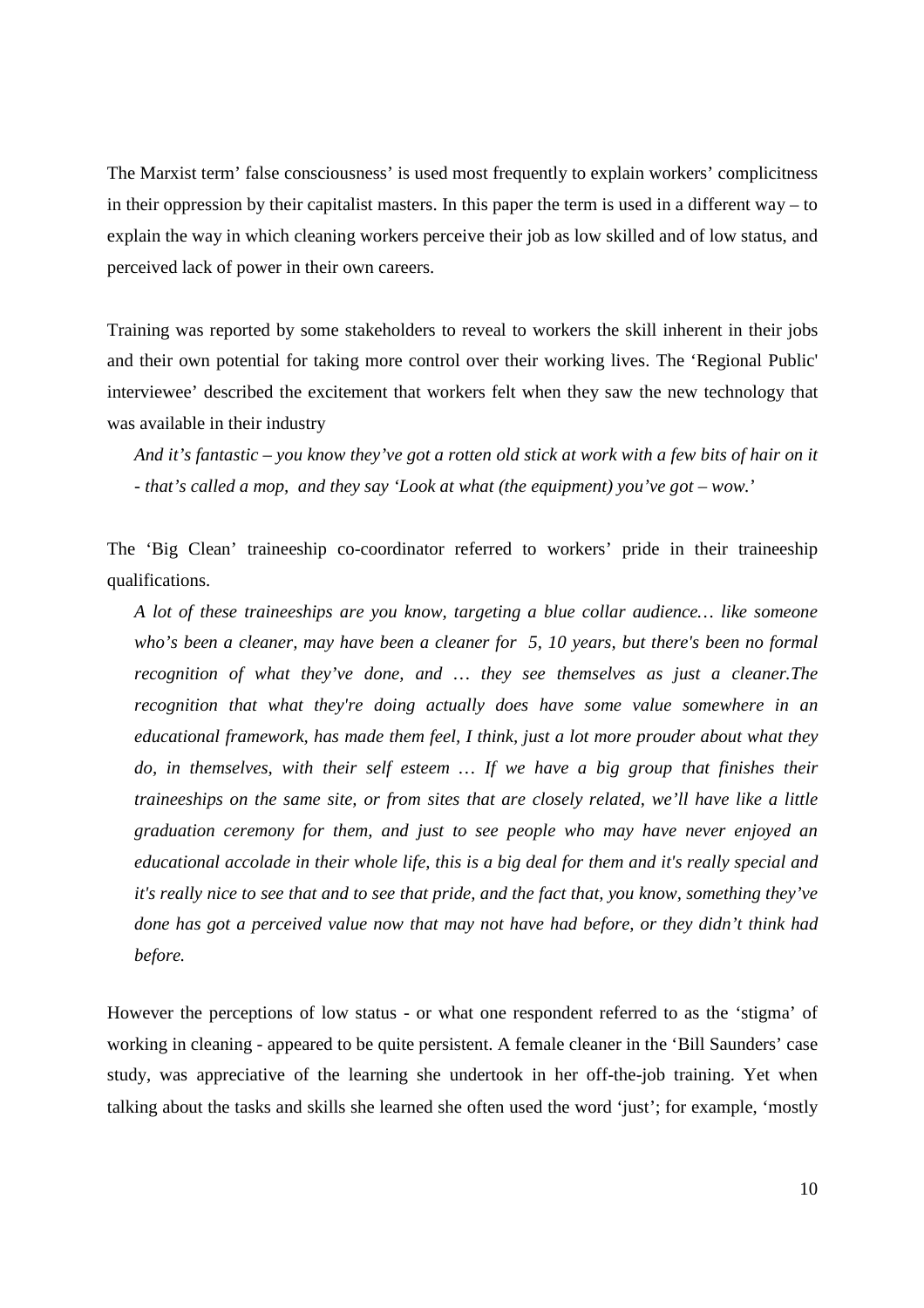The Marxist term' false consciousness' is used most frequently to explain workers' complicitness in their oppression by their capitalist masters. In this paper the term is used in a different way – to explain the way in which cleaning workers perceive their job as low skilled and of low status, and perceived lack of power in their own careers.

Training was reported by some stakeholders to reveal to workers the skill inherent in their jobs and their own potential for taking more control over their working lives. The 'Regional Public' interviewee' described the excitement that workers felt when they saw the new technology that was available in their industry

> *And it's fantastic – you know they've got a rotten old stick at work with a few bits of hair on it - that's called a mop, and they say 'Look at what (the equipment) you've got – wow.'*

The 'Big Clean' traineeship co-coordinator referred to workers' pride in their traineeship qualifications.

> *A lot of these traineeships are you know, targeting a blue collar audience… like someone who's been a cleaner, may have been a cleaner for 5, 10 years, but there's been no formal recognition of what they've done, and … they see themselves as just a cleaner.The recognition that what they're doing actually does have some value somewhere in an educational framework, has made them feel, I think, just a lot more prouder about what they do, in themselves, with their self esteem … If we have a big group that finishes their traineeships on the same site, or from sites that are closely related, we'll have like a little graduation ceremony for them, and just to see people who may have never enjoyed an educational accolade in their whole life, this is a big deal for them and it's really special and it's really nice to see that and to see that pride, and the fact that, you know, something they've done has got a perceived value now that may not have had before, or they didn't think had before.*

However the perceptions of low status - or what one respondent referred to as the 'stigma' of working in cleaning - appeared to be quite persistent. A female cleaner in the 'Bill Saunders' case study, was appreciative of the learning she undertook in her off-the-job training. Yet when talking about the tasks and skills she learned she often used the word 'just'; for example, 'mostly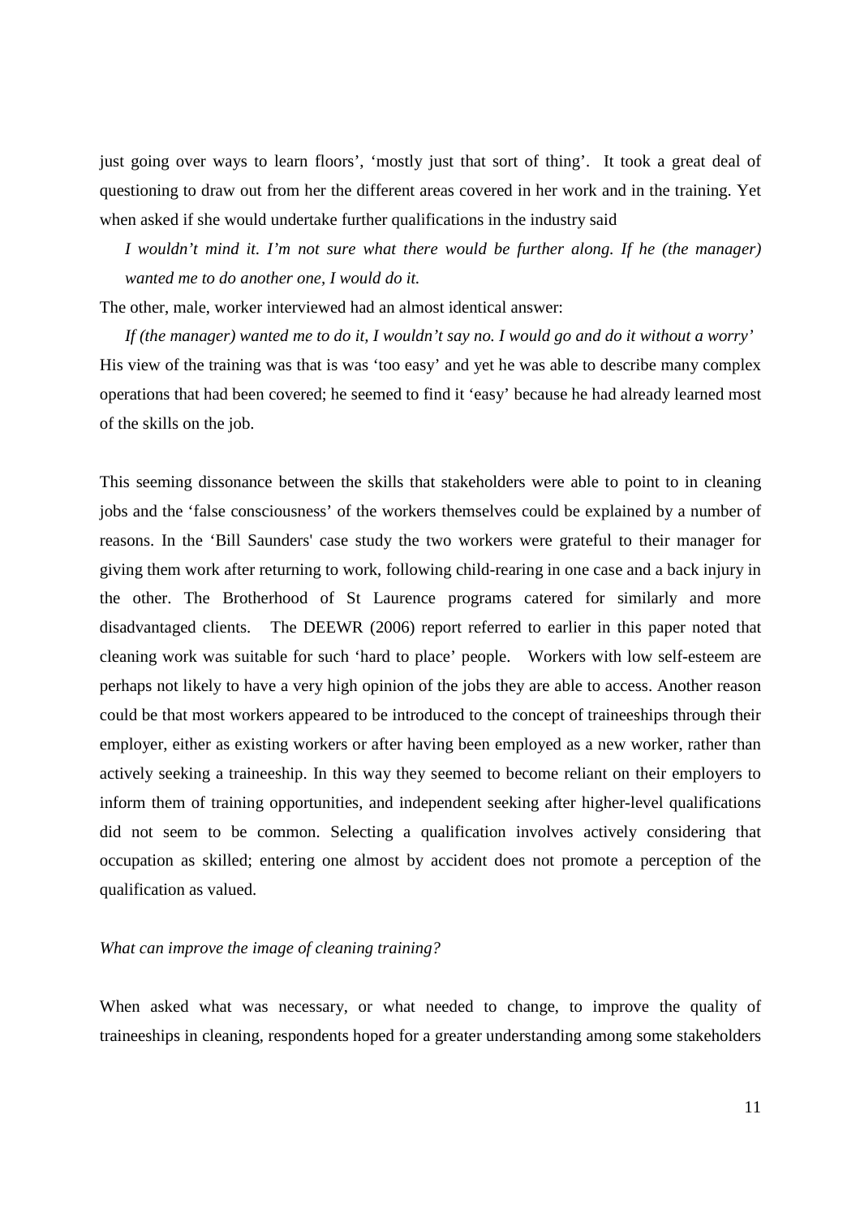just going over ways to learn floors', 'mostly just that sort of thing'. It took a great deal of questioning to draw out from her the different areas covered in her work and in the training. Yet when asked if she would undertake further qualifications in the industry said

> *I wouldn't mind it. I'm not sure what there would be further along. If he (the manager) wanted me to do another one, I would do it.*

The other, male, worker interviewed had an almost identical answer:

> *If (the manager) wanted me to do it, I wouldn't say no. I would go and do it without a worry'*

His view of the training was that is was 'too easy' and yet he was able to describe many complex operations that had been covered; he seemed to find it 'easy' because he had already learned most of the skills on the job.

This seeming dissonance between the skills that stakeholders were able to point to in cleaning jobs and the 'false consciousness' of the workers themselves could be explained by a number of reasons. In the 'Bill Saunders' case study the two workers were grateful to their manager for giving them work after returning to work, following child-rearing in one case and a back injury in the other. The Brotherhood of St Laurence programs catered for similarly and more disadvantaged clients. The DEEWR (2006) report referred to earlier in this paper noted that cleaning work was suitable for such 'hard to place' people. Workers with low self-esteem are perhaps not likely to have a very high opinion of the jobs they are able to access. Another reason could be that most workers appeared to be introduced to the concept of traineeships through their employer, either as existing workers or after having been employed as a new worker, rather than actively seeking a traineeship. In this way they seemed to become reliant on their employers to inform them of training opportunities, and independent seeking after higher-level qualifications did not seem to be common. Selecting a qualification involves actively considering that occupation as skilled; entering one almost by accident does not promote a perception of the qualification as valued.

*What can improve the image of cleaning training?*

When asked what was necessary, or what needed to change, to improve the quality of traineeships in cleaning, respondents hoped for a greater understanding among some stakeholders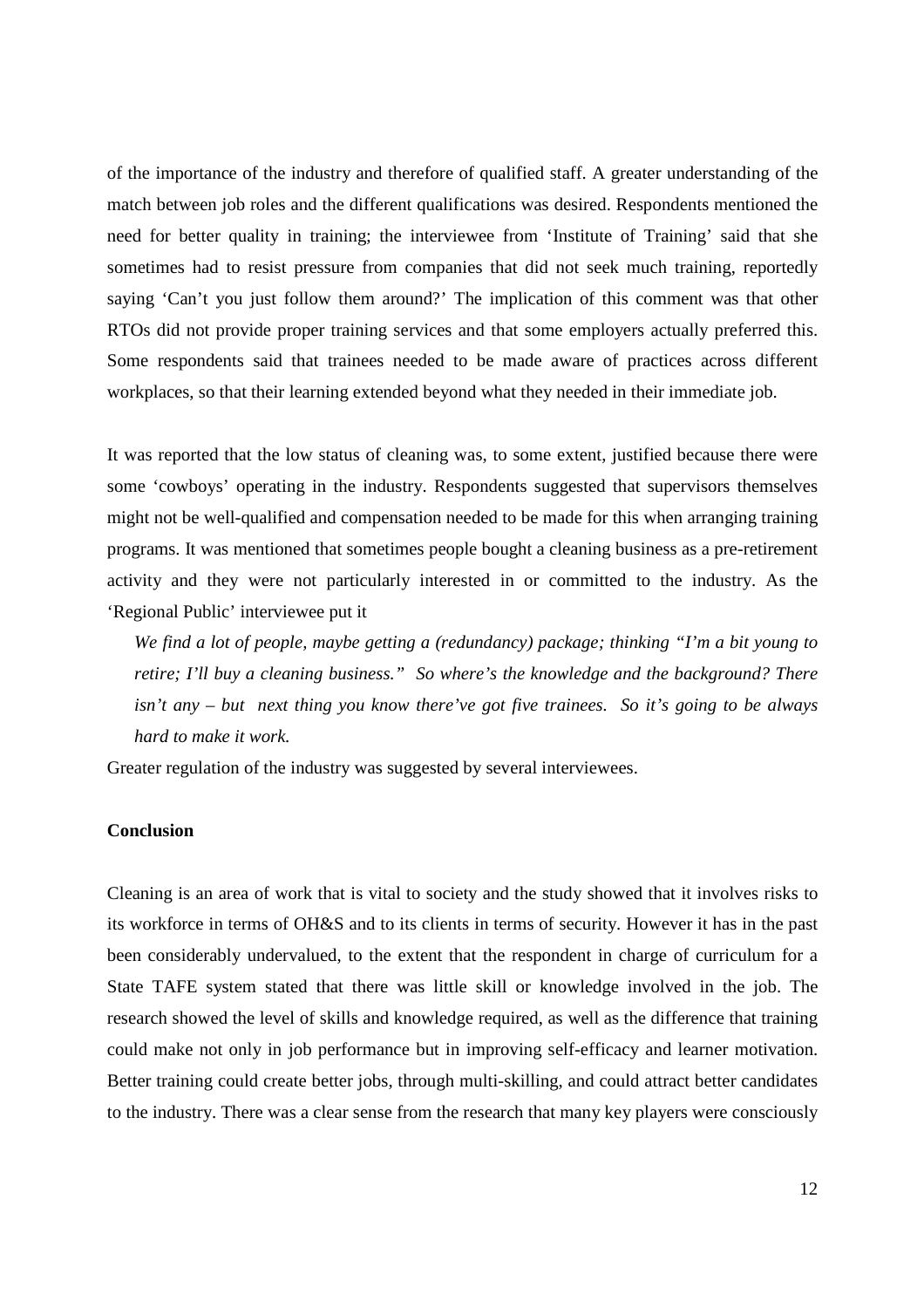of the importance of the industry and therefore of qualified staff. A greater understanding of the match between job roles and the different qualifications was desired. Respondents mentioned the need for better quality in training; the interviewee from 'Institute of Training' said that she sometimes had to resist pressure from companies that did not seek much training, reportedly saying 'Can't you just follow them around?' The implication of this comment was that other RTOs did not provide proper training services and that some employers actually preferred this. Some respondents said that trainees needed to be made aware of practices across different workplaces, so that their learning extended beyond what they needed in their immediate job.

It was reported that the low status of cleaning was, to some extent, justified because there were some 'cowboys' operating in the industry. Respondents suggested that supervisors themselves might not be well-qualified and compensation needed to be made for this when arranging training programs. It was mentioned that sometimes people bought a cleaning business as a pre-retirement activity and they were not particularly interested in or committed to the industry. As the 'Regional Public' interviewee put it

> *We find a lot of people, maybe getting a (redundancy) package; thinking "I'm a bit young to retire; I'll buy a cleaning business." So where's the knowledge and the background? There isn't any – but next thing you know there've got five trainees. So it's going to be always hard to make it work.*

Greater regulation of the industry was suggested by several interviewees.

**Conclusion**

Cleaning is an area of work that is vital to society and the study showed that it involves risks to its workforce in terms of OH&S and to its clients in terms of security. However it has in the past been considerably undervalued, to the extent that the respondent in charge of curriculum for a State TAFE system stated that there was little skill or knowledge involved in the job. The research showed the level of skills and knowledge required, as well as the difference that training could make not only in job performance but in improving self-efficacy and learner motivation. Better training could create better jobs, through multi-skilling, and could attract better candidates to the industry. There was a clear sense from the research that many key players were consciously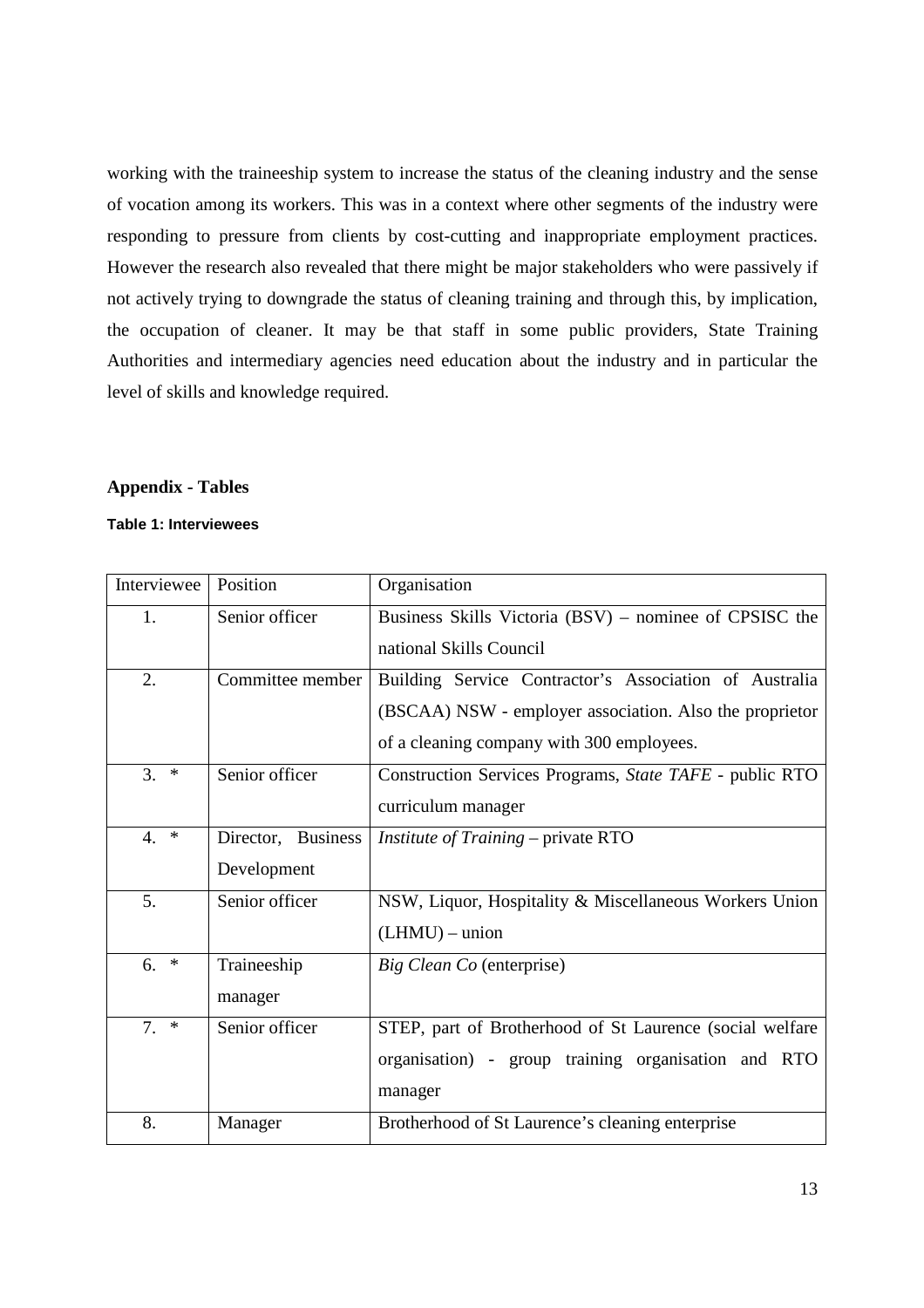working with the traineeship system to increase the status of the cleaning industry and the sense of vocation among its workers. This was in a context where other segments of the industry were responding to pressure from clients by cost-cutting and inappropriate employment practices. However the research also revealed that there might be major stakeholders who were passively if not actively trying to downgrade the status of cleaning training and through this, by implication, the occupation of cleaner. It may be that staff in some public providers, State Training Authorities and intermediary agencies need education about the industry and in particular the level of skills and knowledge required.

## Appendix - Tables

**Table 1: Interviewees**

| Interviewee | Position | Organisation |
|---|---|---|
| 1. | Senior officer | Business Skills Victoria (BSV) – nominee of CPSISC the national Skills Council |
| 2. | Committee member | Building Service Contractor's Association of Australia (BSCAA) NSW - employer association. Also the proprietor of a cleaning company with 300 employees. |
| 3. * | Senior officer | Construction Services Programs, *State TAFE* - public RTO curriculum manager |
| 4. * | Director, Business Development | *Institute of Training* – private RTO |
| 5. | Senior officer | NSW, Liquor, Hospitality & Miscellaneous Workers Union (LHMU) – union |
| 6. * | Traineeship manager | *Big Clean Co* (enterprise) |
| 7. * | Senior officer | STEP, part of Brotherhood of St Laurence (social welfare organisation) - group training organisation and RTO manager |
| 8. | Manager | Brotherhood of St Laurence's cleaning enterprise |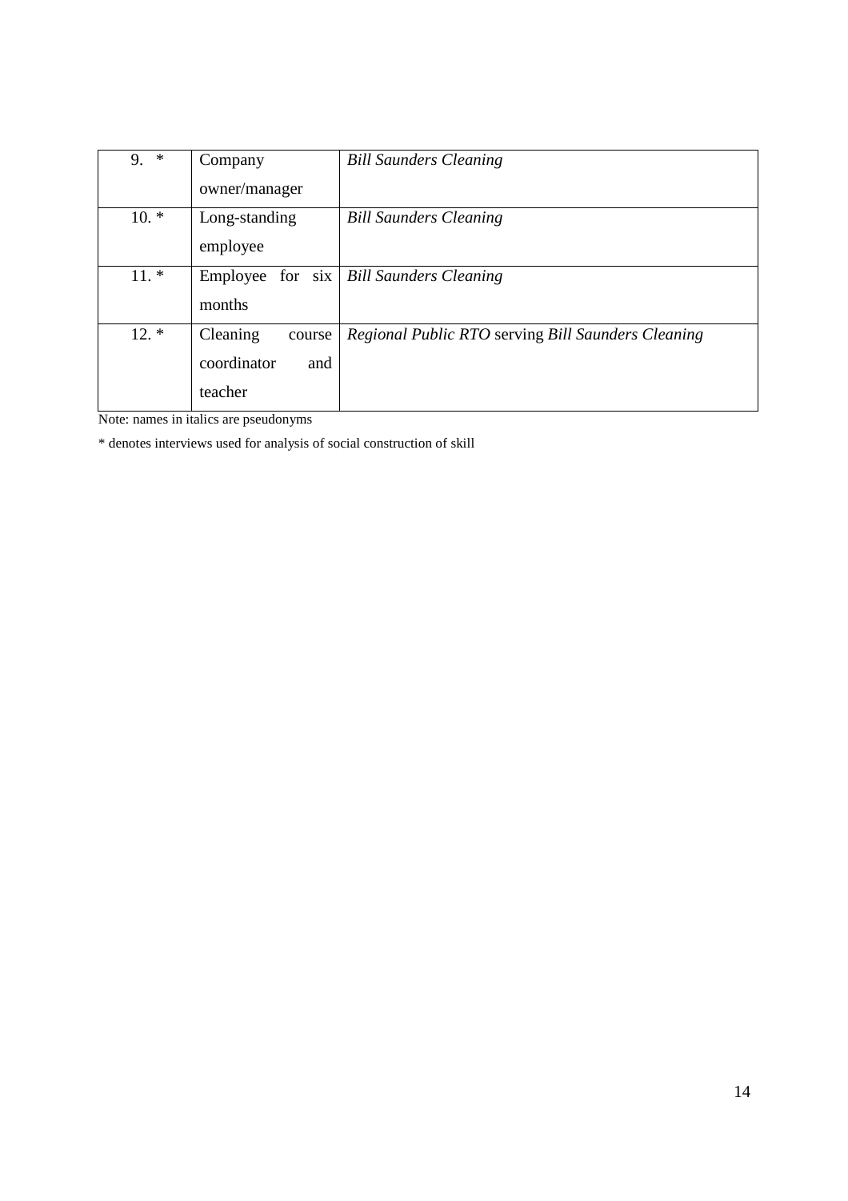| | | |
|---|---|---|
| 9. * | Company owner/manager | *Bill Saunders Cleaning* |
| 10. * | Long-standing employee | *Bill Saunders Cleaning* |
| 11. * | Employee for six months | *Bill Saunders Cleaning* |
| 12. * | Cleaning course coordinator and teacher | *Regional Public RTO* serving *Bill Saunders Cleaning* |

Note: names in italics are pseudonyms

* denotes interviews used for analysis of social construction of skill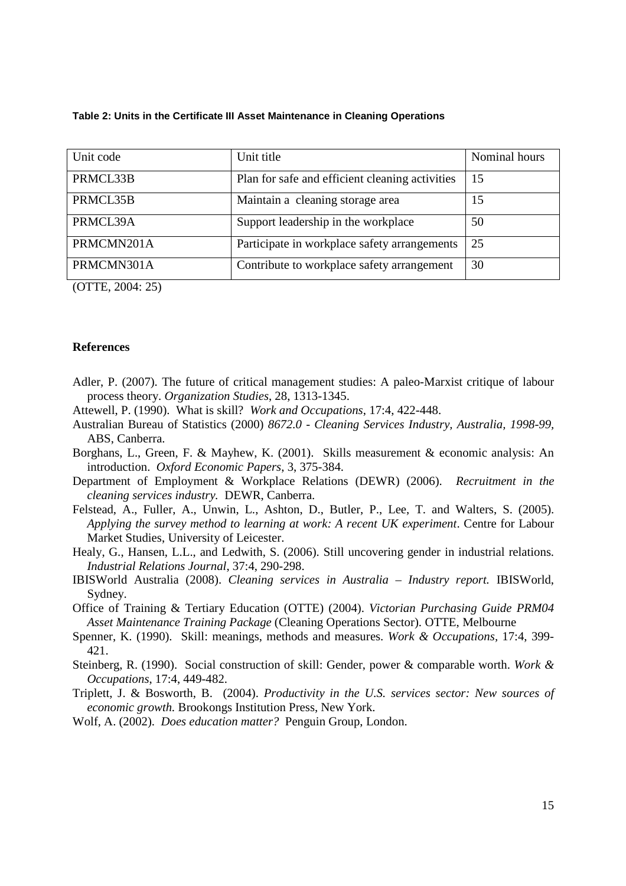**Table 2: Units in the Certificate III Asset Maintenance in Cleaning Operations**

| Unit code | Unit title | Nominal hours |
|---|---|---|
| PRMCL33B | Plan for safe and efficient cleaning activities | 15 |
| PRMCL35B | Maintain a cleaning storage area | 15 |
| PRMCL39A | Support leadership in the workplace | 50 |
| PRMCMN201A | Participate in workplace safety arrangements | 25 |
| PRMCMN301A | Contribute to workplace safety arrangement | 30 |

(OTTE, 2004: 25)

## References

Adler, P. (2007). The future of critical management studies: A paleo-Marxist critique of labour process theory. *Organization Studies*, 28, 1313-1345.

Attewell, P. (1990). What is skill? *Work and Occupations*, 17:4, 422-448.

Australian Bureau of Statistics (2000) *8672.0 - Cleaning Services Industry, Australia, 1998-99*, ABS, Canberra.

Borghans, L., Green, F. & Mayhew, K. (2001). Skills measurement & economic analysis: An introduction. *Oxford Economic Papers*, 3, 375-384.

Department of Employment & Workplace Relations (DEWR) (2006). *Recruitment in the cleaning services industry.* DEWR, Canberra.

Felstead, A., Fuller, A., Unwin, L., Ashton, D., Butler, P., Lee, T. and Walters, S. (2005). *Applying the survey method to learning at work: A recent UK experiment*. Centre for Labour Market Studies, University of Leicester.

Healy, G., Hansen, L.L., and Ledwith, S. (2006). Still uncovering gender in industrial relations. *Industrial Relations Journal*, 37:4, 290-298.

IBISWorld Australia (2008). *Cleaning services in Australia – Industry report.* IBISWorld, Sydney.

Office of Training & Tertiary Education (OTTE) (2004). *Victorian Purchasing Guide PRM04 Asset Maintenance Training Package* (Cleaning Operations Sector). OTTE, Melbourne

Spenner, K. (1990). Skill: meanings, methods and measures. *Work & Occupations*, 17:4, 399-421.

Steinberg, R. (1990). Social construction of skill: Gender, power & comparable worth. *Work & Occupations*, 17:4, 449-482.

Triplett, J. & Bosworth, B. (2004). *Productivity in the U.S. services sector: New sources of economic growth.* Brookongs Institution Press, New York.

Wolf, A. (2002). *Does education matter?* Penguin Group, London.